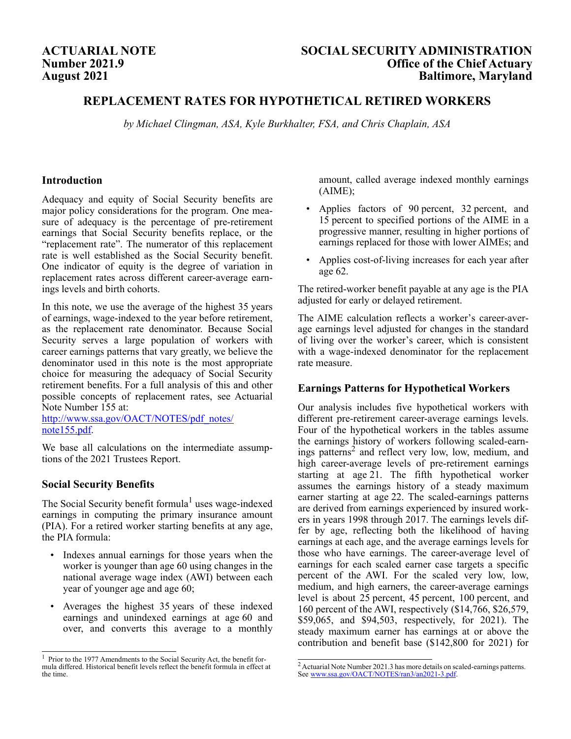**ACTUARIAL NOTE**
**Number 2021.9**
**August 2021**

**SOCIAL SECURITY ADMINISTRATION**
**Office of the Chief Actuary**
**Baltimore, Maryland**

# REPLACEMENT RATES FOR HYPOTHETICAL RETIRED WORKERS

*by Michael Clingman, ASA, Kyle Burkhalter, FSA, and Chris Chaplain, ASA*

## Introduction

Adequacy and equity of Social Security benefits are major policy considerations for the program. One measure of adequacy is the percentage of pre-retirement earnings that Social Security benefits replace, or the "replacement rate". The numerator of this replacement rate is well established as the Social Security benefit. One indicator of equity is the degree of variation in replacement rates across different career-average earnings levels and birth cohorts.

In this note, we use the average of the highest 35 years of earnings, wage-indexed to the year before retirement, as the replacement rate denominator. Because Social Security serves a large population of workers with career earnings patterns that vary greatly, we believe the denominator used in this note is the most appropriate choice for measuring the adequacy of Social Security retirement benefits. For a full analysis of this and other possible concepts of replacement rates, see Actuarial Note Number 155 at: http://www.ssa.gov/OACT/NOTES/pdf_notes/note155.pdf.

We base all calculations on the intermediate assumptions of the 2021 Trustees Report.

## Social Security Benefits

The Social Security benefit formula[1] uses wage-indexed earnings in computing the primary insurance amount (PIA). For a retired worker starting benefits at any age, the PIA formula:

- Indexes annual earnings for those years when the worker is younger than age 60 using changes in the national average wage index (AWI) between each year of younger age and age 60;
- Averages the highest 35 years of these indexed earnings and unindexed earnings at age 60 and over, and converts this average to a monthly amount, called average indexed monthly earnings (AIME);
- Applies factors of 90 percent, 32 percent, and 15 percent to specified portions of the AIME in a progressive manner, resulting in higher portions of earnings replaced for those with lower AIMEs; and
- Applies cost-of-living increases for each year after age 62.

The retired-worker benefit payable at any age is the PIA adjusted for early or delayed retirement.

The AIME calculation reflects a worker's career-average earnings level adjusted for changes in the standard of living over the worker's career, which is consistent with a wage-indexed denominator for the replacement rate measure.

## Earnings Patterns for Hypothetical Workers

Our analysis includes five hypothetical workers with different pre-retirement career-average earnings levels. Four of the hypothetical workers in the tables assume the earnings history of workers following scaled-earnings patterns[2] and reflect very low, low, medium, and high career-average levels of pre-retirement earnings starting at age 21. The fifth hypothetical worker assumes the earnings history of a steady maximum earner starting at age 22. The scaled-earnings patterns are derived from earnings experienced by insured workers in years 1998 through 2017. The earnings levels differ by age, reflecting both the likelihood of having earnings at each age, and the average earnings levels for those who have earnings. The career-average level of earnings for each scaled earner case targets a specific percent of the AWI. For the scaled very low, low, medium, and high earners, the career-average earnings level is about 25 percent, 45 percent, 100 percent, and 160 percent of the AWI, respectively ($14,766, $26,579, $59,065, and $94,503, respectively, for 2021). The steady maximum earner has earnings at or above the contribution and benefit base ($142,800 for 2021) for

---

[1] Prior to the 1977 Amendments to the Social Security Act, the benefit formula differed. Historical benefit levels reflect the benefit formula in effect at the time.

[2] Actuarial Note Number 2021.3 has more details on scaled-earnings patterns. See www.ssa.gov/OACT/NOTES/ran3/an2021-3.pdf.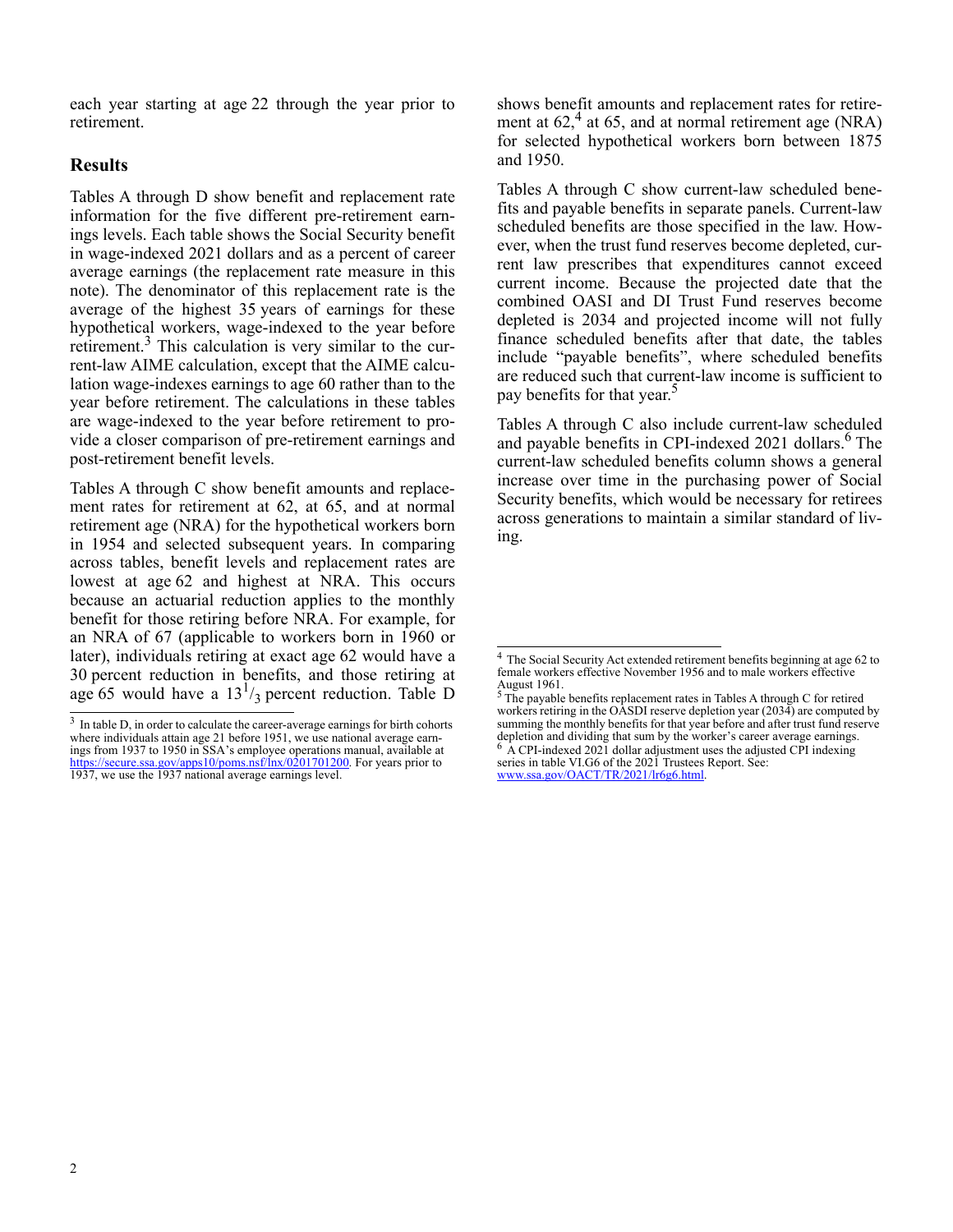each year starting at age 22 through the year prior to retirement.

## Results

Tables A through D show benefit and replacement rate information for the five different pre-retirement earnings levels. Each table shows the Social Security benefit in wage-indexed 2021 dollars and as a percent of career average earnings (the replacement rate measure in this note). The denominator of this replacement rate is the average of the highest 35 years of earnings for these hypothetical workers, wage-indexed to the year before retirement.[3] This calculation is very similar to the current-law AIME calculation, except that the AIME calculation wage-indexes earnings to age 60 rather than to the year before retirement. The calculations in these tables are wage-indexed to the year before retirement to provide a closer comparison of pre-retirement earnings and post-retirement benefit levels.

Tables A through C show benefit amounts and replacement rates for retirement at 62, at 65, and at normal retirement age (NRA) for the hypothetical workers born in 1954 and selected subsequent years. In comparing across tables, benefit levels and replacement rates are lowest at age 62 and highest at NRA. This occurs because an actuarial reduction applies to the monthly benefit for those retiring before NRA. For example, for an NRA of 67 (applicable to workers born in 1960 or later), individuals retiring at exact age 62 would have a 30 percent reduction in benefits, and those retiring at age 65 would have a $13^{1}/_{3}$ percent reduction. Table D shows benefit amounts and replacement rates for retirement at 62,[4] at 65, and at normal retirement age (NRA) for selected hypothetical workers born between 1875 and 1950.

Tables A through C show current-law scheduled benefits and payable benefits in separate panels. Current-law scheduled benefits are those specified in the law. However, when the trust fund reserves become depleted, current law prescribes that expenditures cannot exceed current income. Because the projected date that the combined OASI and DI Trust Fund reserves become depleted is 2034 and projected income will not fully finance scheduled benefits after that date, the tables include "payable benefits", where scheduled benefits are reduced such that current-law income is sufficient to pay benefits for that year.[5]

Tables A through C also include current-law scheduled and payable benefits in CPI-indexed 2021 dollars.[6] The current-law scheduled benefits column shows a general increase over time in the purchasing power of Social Security benefits, which would be necessary for retirees across generations to maintain a similar standard of living.

---

[3] In table D, in order to calculate the career-average earnings for birth cohorts where individuals attain age 21 before 1951, we use national average earnings from 1937 to 1950 in SSA's employee operations manual, available at https://secure.ssa.gov/apps10/poms.nsf/lnx/0201701200. For years prior to 1937, we use the 1937 national average earnings level.

[4] The Social Security Act extended retirement benefits beginning at age 62 to female workers effective November 1956 and to male workers effective August 1961.

[5] The payable benefits replacement rates in Tables A through C for retired workers retiring in the OASDI reserve depletion year (2034) are computed by summing the monthly benefits for that year before and after trust fund reserve depletion and dividing that sum by the worker's career average earnings.

[6] A CPI-indexed 2021 dollar adjustment uses the adjusted CPI indexing series in table VI.G6 of the 2021 Trustees Report. See: www.ssa.gov/OACT/TR/2021/lr6g6.html.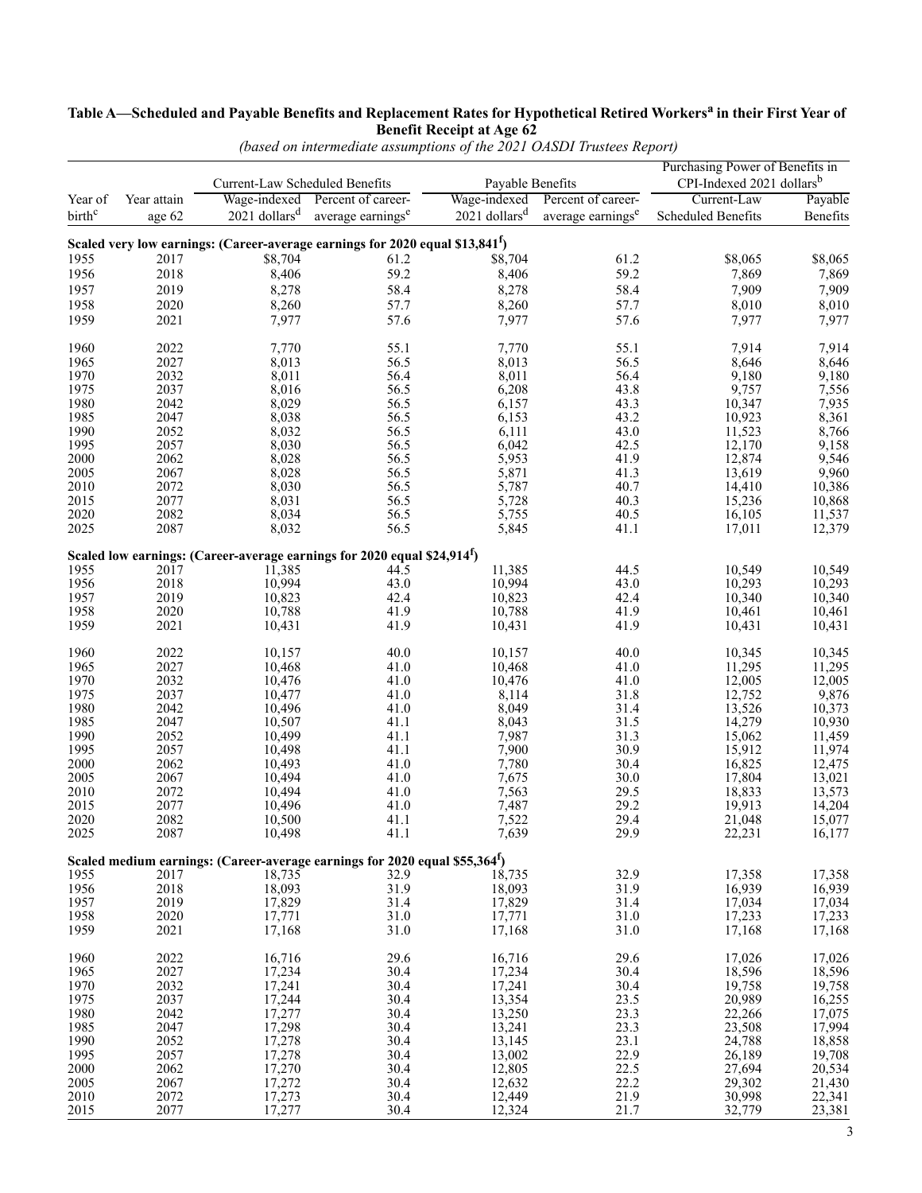**Table A—Scheduled and Payable Benefits and Replacement Rates for Hypothetical Retired Workers[a] in their First Year of Benefit Receipt at Age 62**

*(based on intermediate assumptions of the 2021 OASDI Trustees Report)*

| | | Current-Law Scheduled Benefits | | Payable Benefits | | Purchasing Power of Benefits in CPI-Indexed 2021 dollars[b] | |
|---|---|---|---|---|---|---|---|
| Year of birth[c] | Year attain age 62 | Wage-indexed 2021 dollars[d] | Percent of career-average earnings[e] | Wage-indexed 2021 dollars[d] | Percent of career-average earnings[e] | Current-Law Scheduled Benefits | Payable Benefits |
| **Scaled very low earnings: (Career-average earnings for 2020 equal $13,841[f])** | | | | | | | |
| 1955 | 2017 | $8,704 | 61.2 | $8,704 | 61.2 | $8,065 | $8,065 |
| 1956 | 2018 | 8,406 | 59.2 | 8,406 | 59.2 | 7,869 | 7,869 |
| 1957 | 2019 | 8,278 | 58.4 | 8,278 | 58.4 | 7,909 | 7,909 |
| 1958 | 2020 | 8,260 | 57.7 | 8,260 | 57.7 | 8,010 | 8,010 |
| 1959 | 2021 | 7,977 | 57.6 | 7,977 | 57.6 | 7,977 | 7,977 |
| 1960 | 2022 | 7,770 | 55.1 | 7,770 | 55.1 | 7,914 | 7,914 |
| 1965 | 2027 | 8,013 | 56.5 | 8,013 | 56.5 | 8,646 | 8,646 |
| 1970 | 2032 | 8,011 | 56.4 | 8,011 | 56.4 | 9,180 | 9,180 |
| 1975 | 2037 | 8,016 | 56.5 | 6,208 | 43.8 | 9,757 | 7,556 |
| 1980 | 2042 | 8,029 | 56.5 | 6,157 | 43.3 | 10,347 | 7,935 |
| 1985 | 2047 | 8,038 | 56.5 | 6,153 | 43.2 | 10,923 | 8,361 |
| 1990 | 2052 | 8,032 | 56.5 | 6,111 | 43.0 | 11,523 | 8,766 |
| 1995 | 2057 | 8,030 | 56.5 | 6,042 | 42.5 | 12,170 | 9,158 |
| 2000 | 2062 | 8,028 | 56.5 | 5,953 | 41.9 | 12,874 | 9,546 |
| 2005 | 2067 | 8,028 | 56.5 | 5,871 | 41.3 | 13,619 | 9,960 |
| 2010 | 2072 | 8,030 | 56.5 | 5,787 | 40.7 | 14,410 | 10,386 |
| 2015 | 2077 | 8,031 | 56.5 | 5,728 | 40.3 | 15,236 | 10,868 |
| 2020 | 2082 | 8,034 | 56.5 | 5,755 | 40.5 | 16,105 | 11,537 |
| 2025 | 2087 | 8,032 | 56.5 | 5,845 | 41.1 | 17,011 | 12,379 |
| **Scaled low earnings: (Career-average earnings for 2020 equal $24,914[f])** | | | | | | | |
| 1955 | 2017 | 11,385 | 44.5 | 11,385 | 44.5 | 10,549 | 10,549 |
| 1956 | 2018 | 10,994 | 43.0 | 10,994 | 43.0 | 10,293 | 10,293 |
| 1957 | 2019 | 10,823 | 42.4 | 10,823 | 42.4 | 10,340 | 10,340 |
| 1958 | 2020 | 10,788 | 41.9 | 10,788 | 41.9 | 10,461 | 10,461 |
| 1959 | 2021 | 10,431 | 41.9 | 10,431 | 41.9 | 10,431 | 10,431 |
| 1960 | 2022 | 10,157 | 40.0 | 10,157 | 40.0 | 10,345 | 10,345 |
| 1965 | 2027 | 10,468 | 41.0 | 10,468 | 41.0 | 11,295 | 11,295 |
| 1970 | 2032 | 10,476 | 41.0 | 10,476 | 41.0 | 12,005 | 12,005 |
| 1975 | 2037 | 10,477 | 41.0 | 8,114 | 31.8 | 12,752 | 9,876 |
| 1980 | 2042 | 10,496 | 41.0 | 8,049 | 31.4 | 13,526 | 10,373 |
| 1985 | 2047 | 10,507 | 41.1 | 8,043 | 31.5 | 14,279 | 10,930 |
| 1990 | 2052 | 10,499 | 41.1 | 7,987 | 31.3 | 15,062 | 11,459 |
| 1995 | 2057 | 10,498 | 41.1 | 7,900 | 30.9 | 15,912 | 11,974 |
| 2000 | 2062 | 10,493 | 41.0 | 7,780 | 30.4 | 16,825 | 12,475 |
| 2005 | 2067 | 10,494 | 41.0 | 7,675 | 30.0 | 17,804 | 13,021 |
| 2010 | 2072 | 10,494 | 41.0 | 7,563 | 29.5 | 18,833 | 13,573 |
| 2015 | 2077 | 10,496 | 41.0 | 7,487 | 29.2 | 19,913 | 14,204 |
| 2020 | 2082 | 10,500 | 41.1 | 7,522 | 29.4 | 21,048 | 15,077 |
| 2025 | 2087 | 10,498 | 41.1 | 7,639 | 29.9 | 22,231 | 16,177 |
| **Scaled medium earnings: (Career-average earnings for 2020 equal $55,364[f])** | | | | | | | |
| 1955 | 2017 | 18,735 | 32.9 | 18,735 | 32.9 | 17,358 | 17,358 |
| 1956 | 2018 | 18,093 | 31.9 | 18,093 | 31.9 | 16,939 | 16,939 |
| 1957 | 2019 | 17,829 | 31.4 | 17,829 | 31.4 | 17,034 | 17,034 |
| 1958 | 2020 | 17,771 | 31.0 | 17,771 | 31.0 | 17,233 | 17,233 |
| 1959 | 2021 | 17,168 | 31.0 | 17,168 | 31.0 | 17,168 | 17,168 |
| 1960 | 2022 | 16,716 | 29.6 | 16,716 | 29.6 | 17,026 | 17,026 |
| 1965 | 2027 | 17,234 | 30.4 | 17,234 | 30.4 | 18,596 | 18,596 |
| 1970 | 2032 | 17,241 | 30.4 | 17,241 | 30.4 | 19,758 | 19,758 |
| 1975 | 2037 | 17,244 | 30.4 | 13,354 | 23.5 | 20,989 | 16,255 |
| 1980 | 2042 | 17,277 | 30.4 | 13,250 | 23.3 | 22,266 | 17,075 |
| 1985 | 2047 | 17,298 | 30.4 | 13,241 | 23.3 | 23,508 | 17,994 |
| 1990 | 2052 | 17,278 | 30.4 | 13,145 | 23.1 | 24,788 | 18,858 |
| 1995 | 2057 | 17,278 | 30.4 | 13,002 | 22.9 | 26,189 | 19,708 |
| 2000 | 2062 | 17,270 | 30.4 | 12,805 | 22.5 | 27,694 | 20,534 |
| 2005 | 2067 | 17,272 | 30.4 | 12,632 | 22.2 | 29,302 | 21,430 |
| 2010 | 2072 | 17,273 | 30.4 | 12,449 | 21.9 | 30,998 | 22,341 |
| 2015 | 2077 | 17,277 | 30.4 | 12,324 | 21.7 | 32,779 | 23,381 |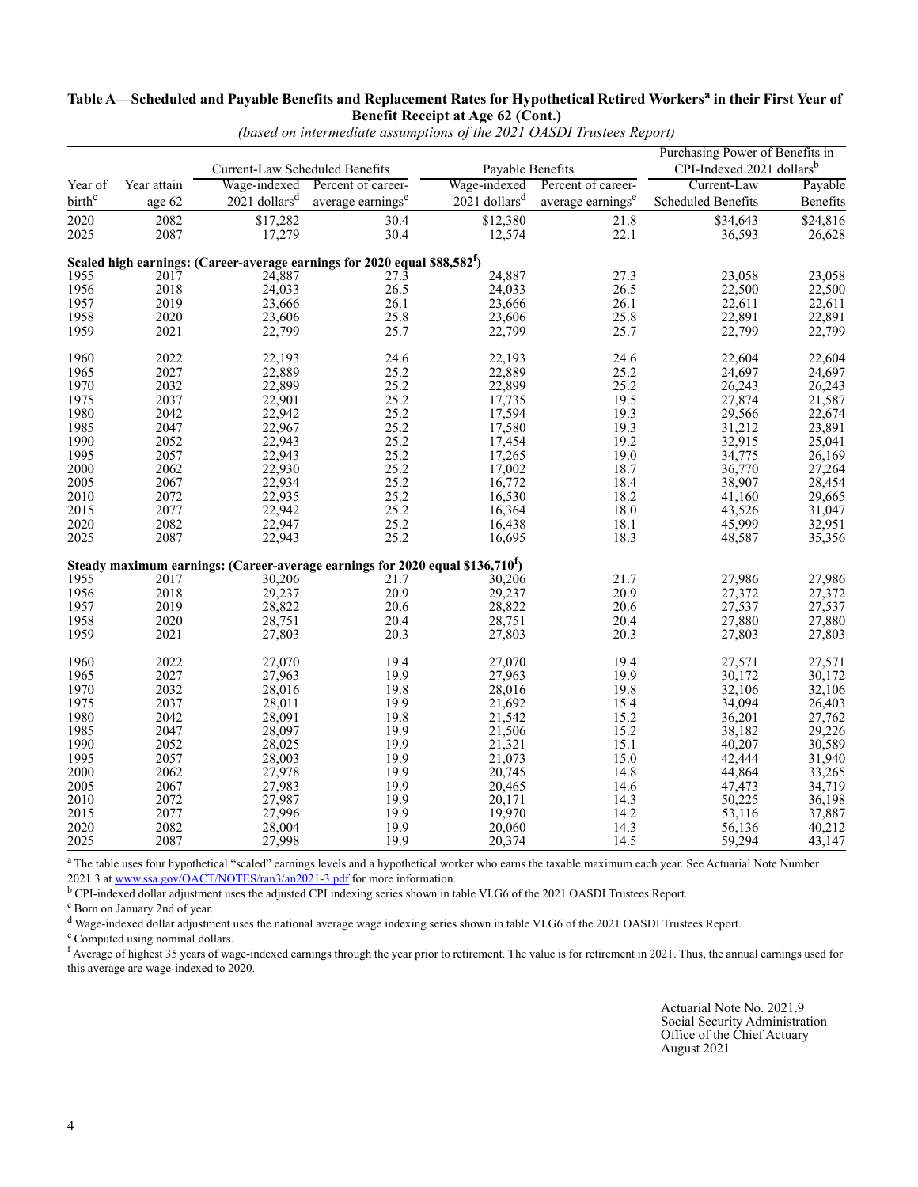**Table A—Scheduled and Payable Benefits and Replacement Rates for Hypothetical Retired Workers[a] in their First Year of Benefit Receipt at Age 62 (Cont.)**

*(based on intermediate assumptions of the 2021 OASDI Trustees Report)*

| | | Current-Law Scheduled Benefits | | Payable Benefits | | Purchasing Power of Benefits in CPI-Indexed 2021 dollars[b] | |
|---|---|---|---|---|---|---|---|
| Year of birth[c] | Year attain age 62 | Wage-indexed 2021 dollars[d] | Percent of career-average earnings[e] | Wage-indexed 2021 dollars[d] | Percent of career-average earnings[e] | Current-Law Scheduled Benefits | Payable Benefits |
| 2020 | 2082 | $17,282 | 30.4 | $12,380 | 21.8 | $34,643 | $24,816 |
| 2025 | 2087 | 17,279 | 30.4 | 12,574 | 22.1 | 36,593 | 26,628 |
| **Scaled high earnings: (Career-average earnings for 2020 equal $88,582[f])** | | | | | | | |
| 1955 | 2017 | 24,887 | 27.3 | 24,887 | 27.3 | 23,058 | 23,058 |
| 1956 | 2018 | 24,033 | 26.5 | 24,033 | 26.5 | 22,500 | 22,500 |
| 1957 | 2019 | 23,666 | 26.1 | 23,666 | 26.1 | 22,611 | 22,611 |
| 1958 | 2020 | 23,606 | 25.8 | 23,606 | 25.8 | 22,891 | 22,891 |
| 1959 | 2021 | 22,799 | 25.7 | 22,799 | 25.7 | 22,799 | 22,799 |
| 1960 | 2022 | 22,193 | 24.6 | 22,193 | 24.6 | 22,604 | 22,604 |
| 1965 | 2027 | 22,889 | 25.2 | 22,889 | 25.2 | 24,697 | 24,697 |
| 1970 | 2032 | 22,899 | 25.2 | 22,899 | 25.2 | 26,243 | 26,243 |
| 1975 | 2037 | 22,901 | 25.2 | 17,735 | 19.5 | 27,874 | 21,587 |
| 1980 | 2042 | 22,942 | 25.2 | 17,594 | 19.3 | 29,566 | 22,674 |
| 1985 | 2047 | 22,967 | 25.2 | 17,580 | 19.3 | 31,212 | 23,891 |
| 1990 | 2052 | 22,943 | 25.2 | 17,454 | 19.2 | 32,915 | 25,041 |
| 1995 | 2057 | 22,943 | 25.2 | 17,265 | 19.0 | 34,775 | 26,169 |
| 2000 | 2062 | 22,930 | 25.2 | 17,002 | 18.7 | 36,770 | 27,264 |
| 2005 | 2067 | 22,934 | 25.2 | 16,772 | 18.4 | 38,907 | 28,454 |
| 2010 | 2072 | 22,935 | 25.2 | 16,530 | 18.2 | 41,160 | 29,665 |
| 2015 | 2077 | 22,942 | 25.2 | 16,364 | 18.0 | 43,526 | 31,047 |
| 2020 | 2082 | 22,947 | 25.2 | 16,438 | 18.1 | 45,999 | 32,951 |
| 2025 | 2087 | 22,943 | 25.2 | 16,695 | 18.3 | 48,587 | 35,356 |
| **Steady maximum earnings: (Career-average earnings for 2020 equal $136,710[f])** | | | | | | | |
| 1955 | 2017 | 30,206 | 21.7 | 30,206 | 21.7 | 27,986 | 27,986 |
| 1956 | 2018 | 29,237 | 20.9 | 29,237 | 20.9 | 27,372 | 27,372 |
| 1957 | 2019 | 28,822 | 20.6 | 28,822 | 20.6 | 27,537 | 27,537 |
| 1958 | 2020 | 28,751 | 20.4 | 28,751 | 20.4 | 27,880 | 27,880 |
| 1959 | 2021 | 27,803 | 20.3 | 27,803 | 20.3 | 27,803 | 27,803 |
| 1960 | 2022 | 27,070 | 19.4 | 27,070 | 19.4 | 27,571 | 27,571 |
| 1965 | 2027 | 27,963 | 19.9 | 27,963 | 19.9 | 30,172 | 30,172 |
| 1970 | 2032 | 28,016 | 19.8 | 28,016 | 19.8 | 32,106 | 32,106 |
| 1975 | 2037 | 28,011 | 19.9 | 21,692 | 15.4 | 34,094 | 26,403 |
| 1980 | 2042 | 28,091 | 19.8 | 21,542 | 15.2 | 36,201 | 27,762 |
| 1985 | 2047 | 28,097 | 19.9 | 21,506 | 15.2 | 38,182 | 29,226 |
| 1990 | 2052 | 28,025 | 19.9 | 21,321 | 15.1 | 40,207 | 30,589 |
| 1995 | 2057 | 28,003 | 19.9 | 21,073 | 15.0 | 42,444 | 31,940 |
| 2000 | 2062 | 27,978 | 19.9 | 20,745 | 14.8 | 44,864 | 33,265 |
| 2005 | 2067 | 27,983 | 19.9 | 20,465 | 14.6 | 47,473 | 34,719 |
| 2010 | 2072 | 27,987 | 19.9 | 20,171 | 14.3 | 50,225 | 36,198 |
| 2015 | 2077 | 27,996 | 19.9 | 19,970 | 14.2 | 53,116 | 37,887 |
| 2020 | 2082 | 28,004 | 19.9 | 20,060 | 14.3 | 56,136 | 40,212 |
| 2025 | 2087 | 27,998 | 19.9 | 20,374 | 14.5 | 59,294 | 43,147 |

[a] The table uses four hypothetical "scaled" earnings levels and a hypothetical worker who earns the taxable maximum each year. See Actuarial Note Number 2021.3 at www.ssa.gov/OACT/NOTES/ran3/an2021-3.pdf for more information.

[b] CPI-indexed dollar adjustment uses the adjusted CPI indexing series shown in table VI.G6 of the 2021 OASDI Trustees Report.

[c] Born on January 2nd of year.

[d] Wage-indexed dollar adjustment uses the national average wage indexing series shown in table VI.G6 of the 2021 OASDI Trustees Report.

[e] Computed using nominal dollars.

[f] Average of highest 35 years of wage-indexed earnings through the year prior to retirement. The value is for retirement in 2021. Thus, the annual earnings used for this average are wage-indexed to 2020.

Actuarial Note No. 2021.9
Social Security Administration
Office of the Chief Actuary
August 2021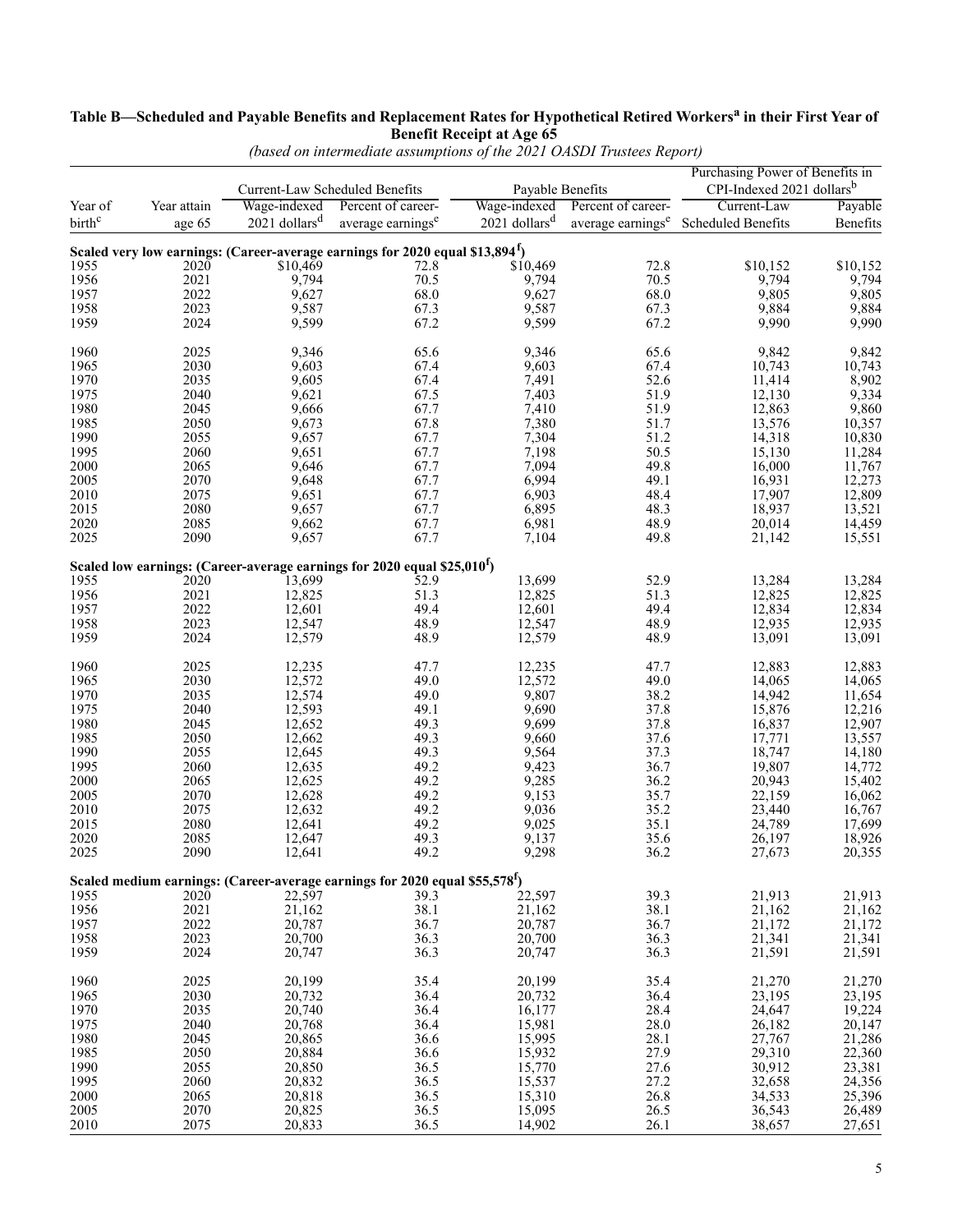**Table B—Scheduled and Payable Benefits and Replacement Rates for Hypothetical Retired Workers[a] in their First Year of Benefit Receipt at Age 65**

*(based on intermediate assumptions of the 2021 OASDI Trustees Report)*

| | | Current-Law Scheduled Benefits | | Payable Benefits | | Purchasing Power of Benefits in CPI-Indexed 2021 dollars[b] | |
|---|---|---|---|---|---|---|---|
| Year of birth[c] | Year attain age 65 | Wage-indexed 2021 dollars[d] | Percent of career-average earnings[e] | Wage-indexed 2021 dollars[d] | Percent of career-average earnings[e] | Current-Law Scheduled Benefits | Payable Benefits |
| **Scaled very low earnings: (Career-average earnings for 2020 equal $13,894[f])** | | | | | | | |
| 1955 | 2020 | $10,469 | 72.8 | $10,469 | 72.8 | $10,152 | $10,152 |
| 1956 | 2021 | 9,794 | 70.5 | 9,794 | 70.5 | 9,794 | 9,794 |
| 1957 | 2022 | 9,627 | 68.0 | 9,627 | 68.0 | 9,805 | 9,805 |
| 1958 | 2023 | 9,587 | 67.3 | 9,587 | 67.3 | 9,884 | 9,884 |
| 1959 | 2024 | 9,599 | 67.2 | 9,599 | 67.2 | 9,990 | 9,990 |
| 1960 | 2025 | 9,346 | 65.6 | 9,346 | 65.6 | 9,842 | 9,842 |
| 1965 | 2030 | 9,603 | 67.4 | 9,603 | 67.4 | 10,743 | 10,743 |
| 1970 | 2035 | 9,605 | 67.4 | 7,491 | 52.6 | 11,414 | 8,902 |
| 1975 | 2040 | 9,621 | 67.5 | 7,403 | 51.9 | 12,130 | 9,334 |
| 1980 | 2045 | 9,666 | 67.7 | 7,410 | 51.9 | 12,863 | 9,860 |
| 1985 | 2050 | 9,673 | 67.8 | 7,380 | 51.7 | 13,576 | 10,357 |
| 1990 | 2055 | 9,657 | 67.7 | 7,304 | 51.2 | 14,318 | 10,830 |
| 1995 | 2060 | 9,651 | 67.7 | 7,198 | 50.5 | 15,130 | 11,284 |
| 2000 | 2065 | 9,646 | 67.7 | 7,094 | 49.8 | 16,000 | 11,767 |
| 2005 | 2070 | 9,648 | 67.7 | 6,994 | 49.1 | 16,931 | 12,273 |
| 2010 | 2075 | 9,651 | 67.7 | 6,903 | 48.4 | 17,907 | 12,809 |
| 2015 | 2080 | 9,657 | 67.7 | 6,895 | 48.3 | 18,937 | 13,521 |
| 2020 | 2085 | 9,662 | 67.7 | 6,981 | 48.9 | 20,014 | 14,459 |
| 2025 | 2090 | 9,657 | 67.7 | 7,104 | 49.8 | 21,142 | 15,551 |
| **Scaled low earnings: (Career-average earnings for 2020 equal $25,010[f])** | | | | | | | |
| 1955 | 2020 | 13,699 | 52.9 | 13,699 | 52.9 | 13,284 | 13,284 |
| 1956 | 2021 | 12,825 | 51.3 | 12,825 | 51.3 | 12,825 | 12,825 |
| 1957 | 2022 | 12,601 | 49.4 | 12,601 | 49.4 | 12,834 | 12,834 |
| 1958 | 2023 | 12,547 | 48.9 | 12,547 | 48.9 | 12,935 | 12,935 |
| 1959 | 2024 | 12,579 | 48.9 | 12,579 | 48.9 | 13,091 | 13,091 |
| 1960 | 2025 | 12,235 | 47.7 | 12,235 | 47.7 | 12,883 | 12,883 |
| 1965 | 2030 | 12,572 | 49.0 | 12,572 | 49.0 | 14,065 | 14,065 |
| 1970 | 2035 | 12,574 | 49.0 | 9,807 | 38.2 | 14,942 | 11,654 |
| 1975 | 2040 | 12,593 | 49.1 | 9,690 | 37.8 | 15,876 | 12,216 |
| 1980 | 2045 | 12,652 | 49.3 | 9,699 | 37.8 | 16,837 | 12,907 |
| 1985 | 2050 | 12,662 | 49.3 | 9,660 | 37.6 | 17,771 | 13,557 |
| 1990 | 2055 | 12,645 | 49.3 | 9,564 | 37.3 | 18,747 | 14,180 |
| 1995 | 2060 | 12,635 | 49.2 | 9,423 | 36.7 | 19,807 | 14,772 |
| 2000 | 2065 | 12,625 | 49.2 | 9,285 | 36.2 | 20,943 | 15,402 |
| 2005 | 2070 | 12,628 | 49.2 | 9,153 | 35.7 | 22,159 | 16,062 |
| 2010 | 2075 | 12,632 | 49.2 | 9,036 | 35.2 | 23,440 | 16,767 |
| 2015 | 2080 | 12,641 | 49.2 | 9,025 | 35.1 | 24,789 | 17,699 |
| 2020 | 2085 | 12,647 | 49.3 | 9,137 | 35.6 | 26,197 | 18,926 |
| 2025 | 2090 | 12,641 | 49.2 | 9,298 | 36.2 | 27,673 | 20,355 |
| **Scaled medium earnings: (Career-average earnings for 2020 equal $55,578[f])** | | | | | | | |
| 1955 | 2020 | 22,597 | 39.3 | 22,597 | 39.3 | 21,913 | 21,913 |
| 1956 | 2021 | 21,162 | 38.1 | 21,162 | 38.1 | 21,162 | 21,162 |
| 1957 | 2022 | 20,787 | 36.7 | 20,787 | 36.7 | 21,172 | 21,172 |
| 1958 | 2023 | 20,700 | 36.3 | 20,700 | 36.3 | 21,341 | 21,341 |
| 1959 | 2024 | 20,747 | 36.3 | 20,747 | 36.3 | 21,591 | 21,591 |
| 1960 | 2025 | 20,199 | 35.4 | 20,199 | 35.4 | 21,270 | 21,270 |
| 1965 | 2030 | 20,732 | 36.4 | 20,732 | 36.4 | 23,195 | 23,195 |
| 1970 | 2035 | 20,740 | 36.4 | 16,177 | 28.4 | 24,647 | 19,224 |
| 1975 | 2040 | 20,768 | 36.4 | 15,981 | 28.0 | 26,182 | 20,147 |
| 1980 | 2045 | 20,865 | 36.6 | 15,995 | 28.1 | 27,767 | 21,286 |
| 1985 | 2050 | 20,884 | 36.6 | 15,932 | 27.9 | 29,310 | 22,360 |
| 1990 | 2055 | 20,850 | 36.5 | 15,770 | 27.6 | 30,912 | 23,381 |
| 1995 | 2060 | 20,832 | 36.5 | 15,537 | 27.2 | 32,658 | 24,356 |
| 2000 | 2065 | 20,818 | 36.5 | 15,310 | 26.8 | 34,533 | 25,396 |
| 2005 | 2070 | 20,825 | 36.5 | 15,095 | 26.5 | 36,543 | 26,489 |
| 2010 | 2075 | 20,833 | 36.5 | 14,902 | 26.1 | 38,657 | 27,651 |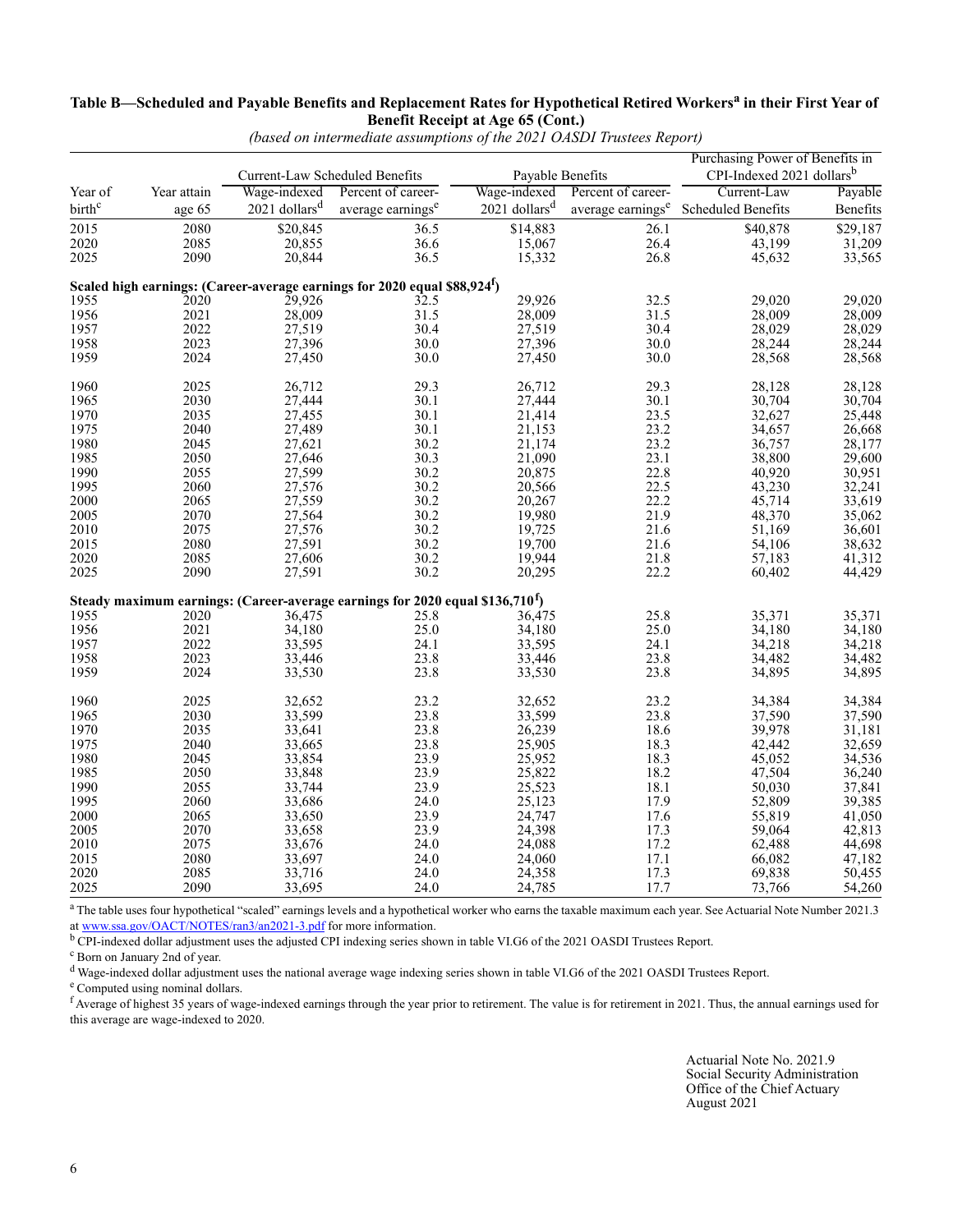**Table B—Scheduled and Payable Benefits and Replacement Rates for Hypothetical Retired Workers[a] in their First Year of Benefit Receipt at Age 65 (Cont.)**

*(based on intermediate assumptions of the 2021 OASDI Trustees Report)*

| | | Current-Law Scheduled Benefits | | Payable Benefits | | Purchasing Power of Benefits in CPI-Indexed 2021 dollars[b] | |
|---|---|---|---|---|---|---|---|
| Year of birth[c] | Year attain age 65 | Wage-indexed 2021 dollars[d] | Percent of career-average earnings[e] | Wage-indexed 2021 dollars[d] | Percent of career-average earnings[e] | Current-Law Scheduled Benefits | Payable Benefits |
| 2015 | 2080 | $20,845 | 36.5 | $14,883 | 26.1 | $40,878 | $29,187 |
| 2020 | 2085 | 20,855 | 36.6 | 15,067 | 26.4 | 43,199 | 31,209 |
| 2025 | 2090 | 20,844 | 36.5 | 15,332 | 26.8 | 45,632 | 33,565 |
| **Scaled high earnings: (Career-average earnings for 2020 equal $88,924[f])** | | | | | | | |
| 1955 | 2020 | 29,926 | 32.5 | 29,926 | 32.5 | 29,020 | 29,020 |
| 1956 | 2021 | 28,009 | 31.5 | 28,009 | 31.5 | 28,009 | 28,009 |
| 1957 | 2022 | 27,519 | 30.4 | 27,519 | 30.4 | 28,029 | 28,029 |
| 1958 | 2023 | 27,396 | 30.0 | 27,396 | 30.0 | 28,244 | 28,244 |
| 1959 | 2024 | 27,450 | 30.0 | 27,450 | 30.0 | 28,568 | 28,568 |
| 1960 | 2025 | 26,712 | 29.3 | 26,712 | 29.3 | 28,128 | 28,128 |
| 1965 | 2030 | 27,444 | 30.1 | 27,444 | 30.1 | 30,704 | 30,704 |
| 1970 | 2035 | 27,455 | 30.1 | 21,414 | 23.5 | 32,627 | 25,448 |
| 1975 | 2040 | 27,489 | 30.1 | 21,153 | 23.2 | 34,657 | 26,668 |
| 1980 | 2045 | 27,621 | 30.2 | 21,174 | 23.2 | 36,757 | 28,177 |
| 1985 | 2050 | 27,646 | 30.3 | 21,090 | 23.1 | 38,800 | 29,600 |
| 1990 | 2055 | 27,599 | 30.2 | 20,875 | 22.8 | 40,920 | 30,951 |
| 1995 | 2060 | 27,576 | 30.2 | 20,566 | 22.5 | 43,230 | 32,241 |
| 2000 | 2065 | 27,559 | 30.2 | 20,267 | 22.2 | 45,714 | 33,619 |
| 2005 | 2070 | 27,564 | 30.2 | 19,980 | 21.9 | 48,370 | 35,062 |
| 2010 | 2075 | 27,576 | 30.2 | 19,725 | 21.6 | 51,169 | 36,601 |
| 2015 | 2080 | 27,591 | 30.2 | 19,700 | 21.6 | 54,106 | 38,632 |
| 2020 | 2085 | 27,606 | 30.2 | 19,944 | 21.8 | 57,183 | 41,312 |
| 2025 | 2090 | 27,591 | 30.2 | 20,295 | 22.2 | 60,402 | 44,429 |
| **Steady maximum earnings: (Career-average earnings for 2020 equal $136,710[f])** | | | | | | | |
| 1955 | 2020 | 36,475 | 25.8 | 36,475 | 25.8 | 35,371 | 35,371 |
| 1956 | 2021 | 34,180 | 25.0 | 34,180 | 25.0 | 34,180 | 34,180 |
| 1957 | 2022 | 33,595 | 24.1 | 33,595 | 24.1 | 34,218 | 34,218 |
| 1958 | 2023 | 33,446 | 23.8 | 33,446 | 23.8 | 34,482 | 34,482 |
| 1959 | 2024 | 33,530 | 23.8 | 33,530 | 23.8 | 34,895 | 34,895 |
| 1960 | 2025 | 32,652 | 23.2 | 32,652 | 23.2 | 34,384 | 34,384 |
| 1965 | 2030 | 33,599 | 23.8 | 33,599 | 23.8 | 37,590 | 37,590 |
| 1970 | 2035 | 33,641 | 23.8 | 26,239 | 18.6 | 39,978 | 31,181 |
| 1975 | 2040 | 33,665 | 23.8 | 25,905 | 18.3 | 42,442 | 32,659 |
| 1980 | 2045 | 33,854 | 23.9 | 25,952 | 18.3 | 45,052 | 34,536 |
| 1985 | 2050 | 33,848 | 23.9 | 25,822 | 18.2 | 47,504 | 36,240 |
| 1990 | 2055 | 33,744 | 23.9 | 25,523 | 18.1 | 50,030 | 37,841 |
| 1995 | 2060 | 33,686 | 24.0 | 25,123 | 17.9 | 52,809 | 39,385 |
| 2000 | 2065 | 33,650 | 23.9 | 24,747 | 17.6 | 55,819 | 41,050 |
| 2005 | 2070 | 33,658 | 23.9 | 24,398 | 17.3 | 59,064 | 42,813 |
| 2010 | 2075 | 33,676 | 24.0 | 24,088 | 17.2 | 62,488 | 44,698 |
| 2015 | 2080 | 33,697 | 24.0 | 24,060 | 17.1 | 66,082 | 47,182 |
| 2020 | 2085 | 33,716 | 24.0 | 24,358 | 17.3 | 69,838 | 50,455 |
| 2025 | 2090 | 33,695 | 24.0 | 24,785 | 17.7 | 73,766 | 54,260 |

[a] The table uses four hypothetical "scaled" earnings levels and a hypothetical worker who earns the taxable maximum each year. See Actuarial Note Number 2021.3 at www.ssa.gov/OACT/NOTES/ran3/an2021-3.pdf for more information.

[b] CPI-indexed dollar adjustment uses the adjusted CPI indexing series shown in table VI.G6 of the 2021 OASDI Trustees Report.

[c] Born on January 2nd of year.

[d] Wage-indexed dollar adjustment uses the national average wage indexing series shown in table VI.G6 of the 2021 OASDI Trustees Report.

[e] Computed using nominal dollars.

[f] Average of highest 35 years of wage-indexed earnings through the year prior to retirement. The value is for retirement in 2021. Thus, the annual earnings used for this average are wage-indexed to 2020.

Actuarial Note No. 2021.9
Social Security Administration
Office of the Chief Actuary
August 2021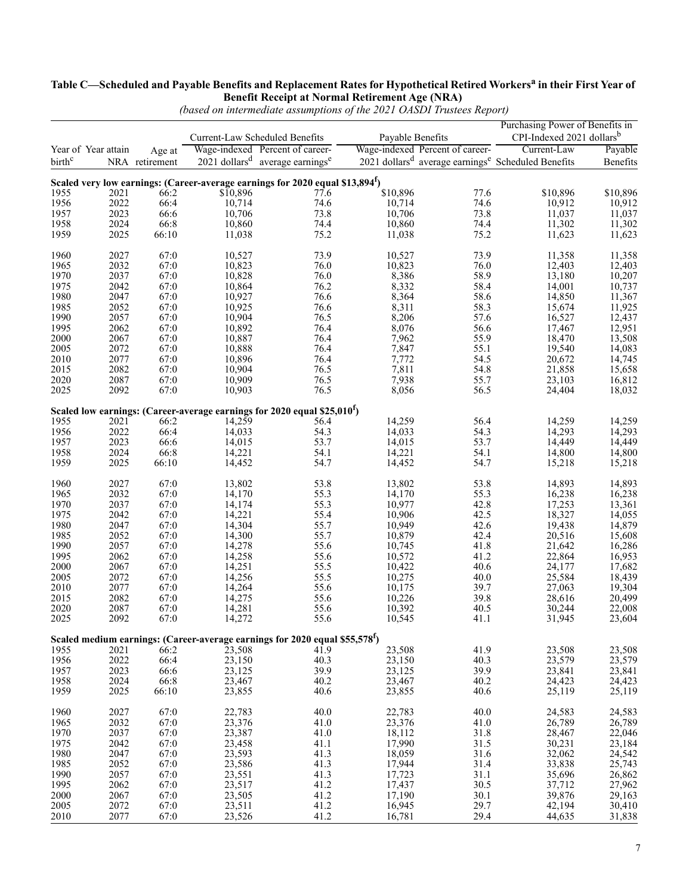**Table C—Scheduled and Payable Benefits and Replacement Rates for Hypothetical Retired Workers[a] in their First Year of Benefit Receipt at Normal Retirement Age (NRA)**

*(based on intermediate assumptions of the 2021 OASDI Trustees Report)*

| Year of birth[c] | Year attain NRA | Age at retirement | Current-Law Scheduled Benefits: Wage-indexed 2021 dollars[d] | Current-Law Scheduled Benefits: Percent of career-average earnings[e] | Payable Benefits: Wage-indexed 2021 dollars[d] | Payable Benefits: Percent of career-average earnings[e] | Purchasing Power of Benefits in CPI-Indexed 2021 dollars[b]: Current-Law Scheduled Benefits | Purchasing Power of Benefits in CPI-Indexed 2021 dollars[b]: Payable Benefits |
|---|---|---|---|---|---|---|---|---|
| **Scaled very low earnings: (Career-average earnings for 2020 equal $13,894[f])** | | | | | | | | |
| 1955 | 2021 | 66:2 | $10,896 | 77.6 | $10,896 | 77.6 | $10,896 | $10,896 |
| 1956 | 2022 | 66:4 | 10,714 | 74.6 | 10,714 | 74.6 | 10,912 | 10,912 |
| 1957 | 2023 | 66:6 | 10,706 | 73.8 | 10,706 | 73.8 | 11,037 | 11,037 |
| 1958 | 2024 | 66:8 | 10,860 | 74.4 | 10,860 | 74.4 | 11,302 | 11,302 |
| 1959 | 2025 | 66:10 | 11,038 | 75.2 | 11,038 | 75.2 | 11,623 | 11,623 |
| 1960 | 2027 | 67:0 | 10,527 | 73.9 | 10,527 | 73.9 | 11,358 | 11,358 |
| 1965 | 2032 | 67:0 | 10,823 | 76.0 | 10,823 | 76.0 | 12,403 | 12,403 |
| 1970 | 2037 | 67:0 | 10,828 | 76.0 | 8,386 | 58.9 | 13,180 | 10,207 |
| 1975 | 2042 | 67:0 | 10,864 | 76.2 | 8,332 | 58.4 | 14,001 | 10,737 |
| 1980 | 2047 | 67:0 | 10,927 | 76.6 | 8,364 | 58.6 | 14,850 | 11,367 |
| 1985 | 2052 | 67:0 | 10,925 | 76.6 | 8,311 | 58.3 | 15,674 | 11,925 |
| 1990 | 2057 | 67:0 | 10,904 | 76.5 | 8,206 | 57.6 | 16,527 | 12,437 |
| 1995 | 2062 | 67:0 | 10,892 | 76.4 | 8,076 | 56.6 | 17,467 | 12,951 |
| 2000 | 2067 | 67:0 | 10,887 | 76.4 | 7,962 | 55.9 | 18,470 | 13,508 |
| 2005 | 2072 | 67:0 | 10,888 | 76.4 | 7,847 | 55.1 | 19,540 | 14,083 |
| 2010 | 2077 | 67:0 | 10,896 | 76.4 | 7,772 | 54.5 | 20,672 | 14,745 |
| 2015 | 2082 | 67:0 | 10,904 | 76.5 | 7,811 | 54.8 | 21,858 | 15,658 |
| 2020 | 2087 | 67:0 | 10,909 | 76.5 | 7,938 | 55.7 | 23,103 | 16,812 |
| 2025 | 2092 | 67:0 | 10,903 | 76.5 | 8,056 | 56.5 | 24,404 | 18,032 |
| **Scaled low earnings: (Career-average earnings for 2020 equal $25,010[f])** | | | | | | | | |
| 1955 | 2021 | 66:2 | 14,259 | 56.4 | 14,259 | 56.4 | 14,259 | 14,259 |
| 1956 | 2022 | 66:4 | 14,033 | 54.3 | 14,033 | 54.3 | 14,293 | 14,293 |
| 1957 | 2023 | 66:6 | 14,015 | 53.7 | 14,015 | 53.7 | 14,449 | 14,449 |
| 1958 | 2024 | 66:8 | 14,221 | 54.1 | 14,221 | 54.1 | 14,800 | 14,800 |
| 1959 | 2025 | 66:10 | 14,452 | 54.7 | 14,452 | 54.7 | 15,218 | 15,218 |
| 1960 | 2027 | 67:0 | 13,802 | 53.8 | 13,802 | 53.8 | 14,893 | 14,893 |
| 1965 | 2032 | 67:0 | 14,170 | 55.3 | 14,170 | 55.3 | 16,238 | 16,238 |
| 1970 | 2037 | 67:0 | 14,174 | 55.3 | 10,977 | 42.8 | 17,253 | 13,361 |
| 1975 | 2042 | 67:0 | 14,221 | 55.4 | 10,906 | 42.5 | 18,327 | 14,055 |
| 1980 | 2047 | 67:0 | 14,304 | 55.7 | 10,949 | 42.6 | 19,438 | 14,879 |
| 1985 | 2052 | 67:0 | 14,300 | 55.7 | 10,879 | 42.4 | 20,516 | 15,608 |
| 1990 | 2057 | 67:0 | 14,278 | 55.6 | 10,745 | 41.8 | 21,642 | 16,286 |
| 1995 | 2062 | 67:0 | 14,258 | 55.6 | 10,572 | 41.2 | 22,864 | 16,953 |
| 2000 | 2067 | 67:0 | 14,251 | 55.5 | 10,422 | 40.6 | 24,177 | 17,682 |
| 2005 | 2072 | 67:0 | 14,256 | 55.5 | 10,275 | 40.0 | 25,584 | 18,439 |
| 2010 | 2077 | 67:0 | 14,264 | 55.6 | 10,175 | 39.7 | 27,063 | 19,304 |
| 2015 | 2082 | 67:0 | 14,275 | 55.6 | 10,226 | 39.8 | 28,616 | 20,499 |
| 2020 | 2087 | 67:0 | 14,281 | 55.6 | 10,392 | 40.5 | 30,244 | 22,008 |
| 2025 | 2092 | 67:0 | 14,272 | 55.6 | 10,545 | 41.1 | 31,945 | 23,604 |
| **Scaled medium earnings: (Career-average earnings for 2020 equal $55,578[f])** | | | | | | | | |
| 1955 | 2021 | 66:2 | 23,508 | 41.9 | 23,508 | 41.9 | 23,508 | 23,508 |
| 1956 | 2022 | 66:4 | 23,150 | 40.3 | 23,150 | 40.3 | 23,579 | 23,579 |
| 1957 | 2023 | 66:6 | 23,125 | 39.9 | 23,125 | 39.9 | 23,841 | 23,841 |
| 1958 | 2024 | 66:8 | 23,467 | 40.2 | 23,467 | 40.2 | 24,423 | 24,423 |
| 1959 | 2025 | 66:10 | 23,855 | 40.6 | 23,855 | 40.6 | 25,119 | 25,119 |
| 1960 | 2027 | 67:0 | 22,783 | 40.0 | 22,783 | 40.0 | 24,583 | 24,583 |
| 1965 | 2032 | 67:0 | 23,376 | 41.0 | 23,376 | 41.0 | 26,789 | 26,789 |
| 1970 | 2037 | 67:0 | 23,387 | 41.0 | 18,112 | 31.8 | 28,467 | 22,046 |
| 1975 | 2042 | 67:0 | 23,458 | 41.1 | 17,990 | 31.5 | 30,231 | 23,184 |
| 1980 | 2047 | 67:0 | 23,593 | 41.3 | 18,059 | 31.6 | 32,062 | 24,542 |
| 1985 | 2052 | 67:0 | 23,586 | 41.3 | 17,944 | 31.4 | 33,838 | 25,743 |
| 1990 | 2057 | 67:0 | 23,551 | 41.3 | 17,723 | 31.1 | 35,696 | 26,862 |
| 1995 | 2062 | 67:0 | 23,517 | 41.2 | 17,437 | 30.5 | 37,712 | 27,962 |
| 2000 | 2067 | 67:0 | 23,505 | 41.2 | 17,190 | 30.1 | 39,876 | 29,163 |
| 2005 | 2072 | 67:0 | 23,511 | 41.2 | 16,945 | 29.7 | 42,194 | 30,410 |
| 2010 | 2077 | 67:0 | 23,526 | 41.2 | 16,781 | 29.4 | 44,635 | 31,838 |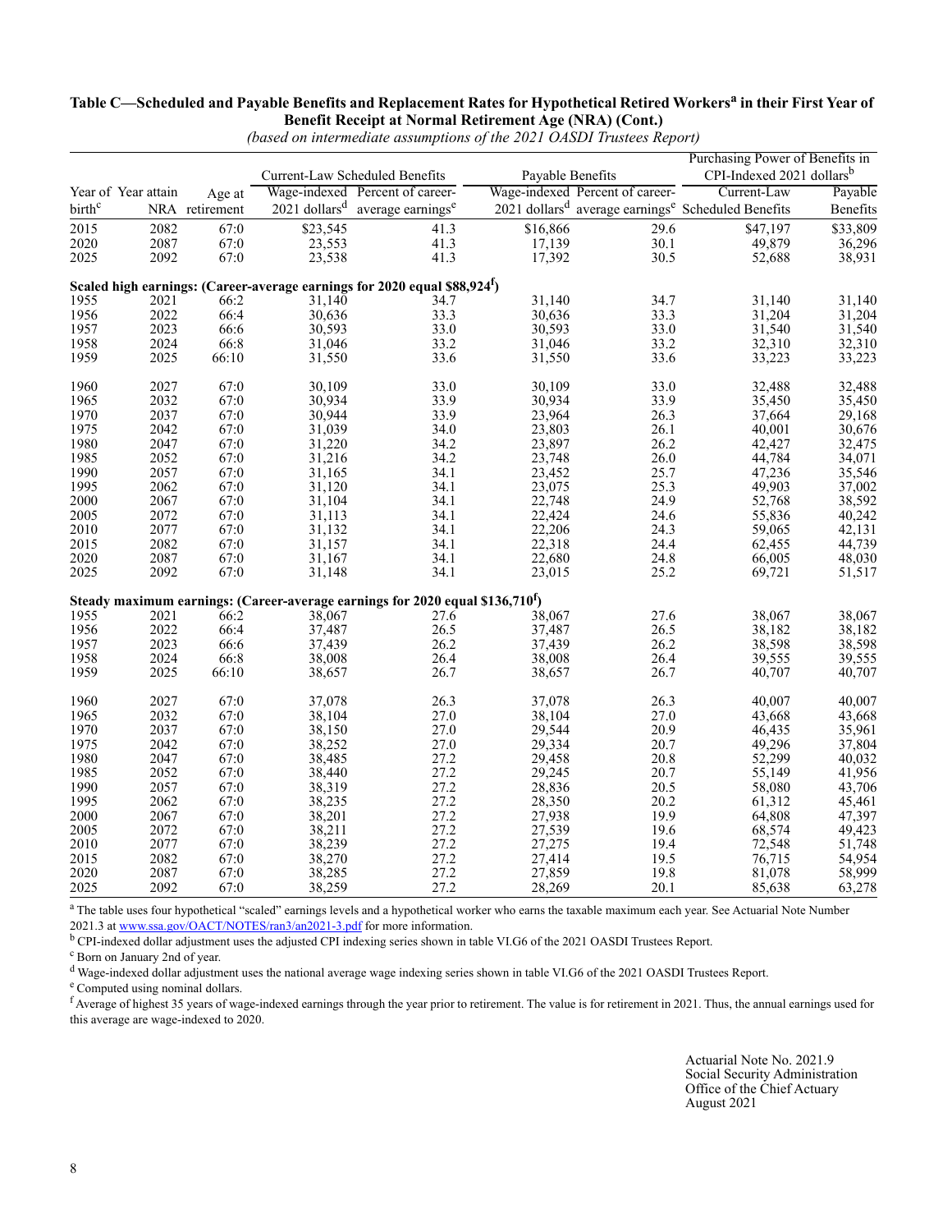**Table C—Scheduled and Payable Benefits and Replacement Rates for Hypothetical Retired Workers[a] in their First Year of Benefit Receipt at Normal Retirement Age (NRA) (Cont.)**

*(based on intermediate assumptions of the 2021 OASDI Trustees Report)*

| | | | Current-Law Scheduled Benefits | | Payable Benefits | | Purchasing Power of Benefits in CPI-Indexed 2021 dollars[b] | |
|---|---|---|---|---|---|---|---|---|
| Year of birth[c] | Year attain NRA | Age at retirement | Wage-indexed 2021 dollars[d] | Percent of career-average earnings[e] | Wage-indexed 2021 dollars[d] | Percent of career-average earnings[e] | Current-Law Scheduled Benefits | Payable Benefits |
| 2015 | 2082 | 67:0 | $23,545 | 41.3 | $16,866 | 29.6 | $47,197 | $33,809 |
| 2020 | 2087 | 67:0 | 23,553 | 41.3 | 17,139 | 30.1 | 49,879 | 36,296 |
| 2025 | 2092 | 67:0 | 23,538 | 41.3 | 17,392 | 30.5 | 52,688 | 38,931 |
| **Scaled high earnings: (Career-average earnings for 2020 equal $88,924[f])** | | | | | | | | |
| 1955 | 2021 | 66:2 | 31,140 | 34.7 | 31,140 | 34.7 | 31,140 | 31,140 |
| 1956 | 2022 | 66:4 | 30,636 | 33.3 | 30,636 | 33.3 | 31,204 | 31,204 |
| 1957 | 2023 | 66:6 | 30,593 | 33.0 | 30,593 | 33.0 | 31,540 | 31,540 |
| 1958 | 2024 | 66:8 | 31,046 | 33.2 | 31,046 | 33.2 | 32,310 | 32,310 |
| 1959 | 2025 | 66:10 | 31,550 | 33.6 | 31,550 | 33.6 | 33,223 | 33,223 |
| 1960 | 2027 | 67:0 | 30,109 | 33.0 | 30,109 | 33.0 | 32,488 | 32,488 |
| 1965 | 2032 | 67:0 | 30,934 | 33.9 | 30,934 | 33.9 | 35,450 | 35,450 |
| 1970 | 2037 | 67:0 | 30,944 | 33.9 | 23,964 | 26.3 | 37,664 | 29,168 |
| 1975 | 2042 | 67:0 | 31,039 | 34.0 | 23,803 | 26.1 | 40,001 | 30,676 |
| 1980 | 2047 | 67:0 | 31,220 | 34.2 | 23,897 | 26.2 | 42,427 | 32,475 |
| 1985 | 2052 | 67:0 | 31,216 | 34.2 | 23,748 | 26.0 | 44,784 | 34,071 |
| 1990 | 2057 | 67:0 | 31,165 | 34.1 | 23,452 | 25.7 | 47,236 | 35,546 |
| 1995 | 2062 | 67:0 | 31,120 | 34.1 | 23,075 | 25.3 | 49,903 | 37,002 |
| 2000 | 2067 | 67:0 | 31,104 | 34.1 | 22,748 | 24.9 | 52,768 | 38,592 |
| 2005 | 2072 | 67:0 | 31,113 | 34.1 | 22,424 | 24.6 | 55,836 | 40,242 |
| 2010 | 2077 | 67:0 | 31,132 | 34.1 | 22,206 | 24.3 | 59,065 | 42,131 |
| 2015 | 2082 | 67:0 | 31,157 | 34.1 | 22,318 | 24.4 | 62,455 | 44,739 |
| 2020 | 2087 | 67:0 | 31,167 | 34.1 | 22,680 | 24.8 | 66,005 | 48,030 |
| 2025 | 2092 | 67:0 | 31,148 | 34.1 | 23,015 | 25.2 | 69,721 | 51,517 |
| **Steady maximum earnings: (Career-average earnings for 2020 equal $136,710[f])** | | | | | | | | |
| 1955 | 2021 | 66:2 | 38,067 | 27.6 | 38,067 | 27.6 | 38,067 | 38,067 |
| 1956 | 2022 | 66:4 | 37,487 | 26.5 | 37,487 | 26.5 | 38,182 | 38,182 |
| 1957 | 2023 | 66:6 | 37,439 | 26.2 | 37,439 | 26.2 | 38,598 | 38,598 |
| 1958 | 2024 | 66:8 | 38,008 | 26.4 | 38,008 | 26.4 | 39,555 | 39,555 |
| 1959 | 2025 | 66:10 | 38,657 | 26.7 | 38,657 | 26.7 | 40,707 | 40,707 |
| 1960 | 2027 | 67:0 | 37,078 | 26.3 | 37,078 | 26.3 | 40,007 | 40,007 |
| 1965 | 2032 | 67:0 | 38,104 | 27.0 | 38,104 | 27.0 | 43,668 | 43,668 |
| 1970 | 2037 | 67:0 | 38,150 | 27.0 | 29,544 | 20.9 | 46,435 | 35,961 |
| 1975 | 2042 | 67:0 | 38,252 | 27.0 | 29,334 | 20.7 | 49,296 | 37,804 |
| 1980 | 2047 | 67:0 | 38,485 | 27.2 | 29,458 | 20.8 | 52,299 | 40,032 |
| 1985 | 2052 | 67:0 | 38,440 | 27.2 | 29,245 | 20.7 | 55,149 | 41,956 |
| 1990 | 2057 | 67:0 | 38,319 | 27.2 | 28,836 | 20.5 | 58,080 | 43,706 |
| 1995 | 2062 | 67:0 | 38,235 | 27.2 | 28,350 | 20.2 | 61,312 | 45,461 |
| 2000 | 2067 | 67:0 | 38,201 | 27.2 | 27,938 | 19.9 | 64,808 | 47,397 |
| 2005 | 2072 | 67:0 | 38,211 | 27.2 | 27,539 | 19.6 | 68,574 | 49,423 |
| 2010 | 2077 | 67:0 | 38,239 | 27.2 | 27,275 | 19.4 | 72,548 | 51,748 |
| 2015 | 2082 | 67:0 | 38,270 | 27.2 | 27,414 | 19.5 | 76,715 | 54,954 |
| 2020 | 2087 | 67:0 | 38,285 | 27.2 | 27,859 | 19.8 | 81,078 | 58,999 |
| 2025 | 2092 | 67:0 | 38,259 | 27.2 | 28,269 | 20.1 | 85,638 | 63,278 |

[a] The table uses four hypothetical "scaled" earnings levels and a hypothetical worker who earns the taxable maximum each year. See Actuarial Note Number 2021.3 at www.ssa.gov/OACT/NOTES/ran3/an2021-3.pdf for more information.

[b] CPI-indexed dollar adjustment uses the adjusted CPI indexing series shown in table VI.G6 of the 2021 OASDI Trustees Report.

[c] Born on January 2nd of year.

[d] Wage-indexed dollar adjustment uses the national average wage indexing series shown in table VI.G6 of the 2021 OASDI Trustees Report.

[e] Computed using nominal dollars.

[f] Average of highest 35 years of wage-indexed earnings through the year prior to retirement. The value is for retirement in 2021. Thus, the annual earnings used for this average are wage-indexed to 2020.

Actuarial Note No. 2021.9
Social Security Administration
Office of the Chief Actuary
August 2021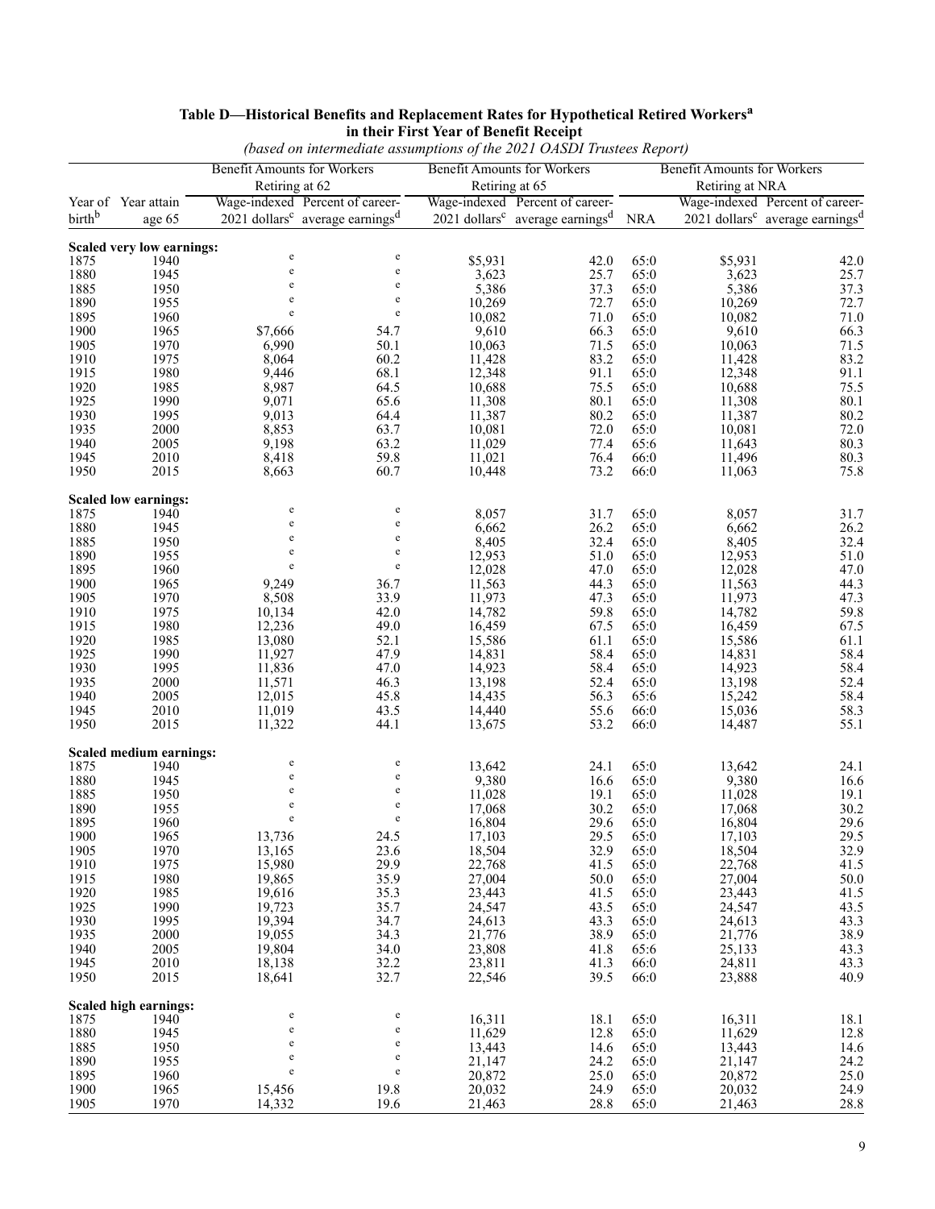## Table D—Historical Benefits and Replacement Rates for Hypothetical Retired Workers[a] in their First Year of Benefit Receipt

*(based on intermediate assumptions of the 2021 OASDI Trustees Report)*

| | | Benefit Amounts for Workers Retiring at 62 | | Benefit Amounts for Workers Retiring at 65 | | Benefit Amounts for Workers Retiring at NRA | | |
|---|---|---|---|---|---|---|---|---|
| Year of birth[b] | Year attain age 65 | Wage-indexed 2021 dollars[c] | Percent of career-average earnings[d] | Wage-indexed 2021 dollars[c] | Percent of career-average earnings[d] | NRA | Wage-indexed 2021 dollars[c] | Percent of career-average earnings[d] |
| **Scaled very low earnings:** | | | | | | | | |
| 1875 | 1940 | e | e | $5,931 | 42.0 | 65:0 | $5,931 | 42.0 |
| 1880 | 1945 | e | e | 3,623 | 25.7 | 65:0 | 3,623 | 25.7 |
| 1885 | 1950 | e | e | 5,386 | 37.3 | 65:0 | 5,386 | 37.3 |
| 1890 | 1955 | e | e | 10,269 | 72.7 | 65:0 | 10,269 | 72.7 |
| 1895 | 1960 | e | e | 10,082 | 71.0 | 65:0 | 10,082 | 71.0 |
| 1900 | 1965 | $7,666 | 54.7 | 9,610 | 66.3 | 65:0 | 9,610 | 66.3 |
| 1905 | 1970 | 6,990 | 50.1 | 10,063 | 71.5 | 65:0 | 10,063 | 71.5 |
| 1910 | 1975 | 8,064 | 60.2 | 11,428 | 83.2 | 65:0 | 11,428 | 83.2 |
| 1915 | 1980 | 9,446 | 68.1 | 12,348 | 91.1 | 65:0 | 12,348 | 91.1 |
| 1920 | 1985 | 8,987 | 64.5 | 10,688 | 75.5 | 65:0 | 10,688 | 75.5 |
| 1925 | 1990 | 9,071 | 65.6 | 11,308 | 80.1 | 65:0 | 11,308 | 80.1 |
| 1930 | 1995 | 9,013 | 64.4 | 11,387 | 80.2 | 65:0 | 11,387 | 80.2 |
| 1935 | 2000 | 8,853 | 63.7 | 10,081 | 72.0 | 65:0 | 10,081 | 72.0 |
| 1940 | 2005 | 9,198 | 63.2 | 11,029 | 77.4 | 65:6 | 11,643 | 80.3 |
| 1945 | 2010 | 8,418 | 59.8 | 11,021 | 76.4 | 66:0 | 11,496 | 80.3 |
| 1950 | 2015 | 8,663 | 60.7 | 10,448 | 73.2 | 66:0 | 11,063 | 75.8 |
| **Scaled low earnings:** | | | | | | | | |
| 1875 | 1940 | e | e | 8,057 | 31.7 | 65:0 | 8,057 | 31.7 |
| 1880 | 1945 | e | e | 6,662 | 26.2 | 65:0 | 6,662 | 26.2 |
| 1885 | 1950 | e | e | 8,405 | 32.4 | 65:0 | 8,405 | 32.4 |
| 1890 | 1955 | e | e | 12,953 | 51.0 | 65:0 | 12,953 | 51.0 |
| 1895 | 1960 | e | e | 12,028 | 47.0 | 65:0 | 12,028 | 47.0 |
| 1900 | 1965 | 9,249 | 36.7 | 11,563 | 44.3 | 65:0 | 11,563 | 44.3 |
| 1905 | 1970 | 8,508 | 33.9 | 11,973 | 47.3 | 65:0 | 11,973 | 47.3 |
| 1910 | 1975 | 10,134 | 42.0 | 14,782 | 59.8 | 65:0 | 14,782 | 59.8 |
| 1915 | 1980 | 12,236 | 49.0 | 16,459 | 67.5 | 65:0 | 16,459 | 67.5 |
| 1920 | 1985 | 13,080 | 52.1 | 15,586 | 61.1 | 65:0 | 15,586 | 61.1 |
| 1925 | 1990 | 11,927 | 47.9 | 14,831 | 58.4 | 65:0 | 14,831 | 58.4 |
| 1930 | 1995 | 11,836 | 47.0 | 14,923 | 58.4 | 65:0 | 14,923 | 58.4 |
| 1935 | 2000 | 11,571 | 46.3 | 13,198 | 52.4 | 65:0 | 13,198 | 52.4 |
| 1940 | 2005 | 12,015 | 45.8 | 14,435 | 56.3 | 65:6 | 15,242 | 58.4 |
| 1945 | 2010 | 11,019 | 43.5 | 14,440 | 55.6 | 66:0 | 15,036 | 58.3 |
| 1950 | 2015 | 11,322 | 44.1 | 13,675 | 53.2 | 66:0 | 14,487 | 55.1 |
| **Scaled medium earnings:** | | | | | | | | |
| 1875 | 1940 | e | e | 13,642 | 24.1 | 65:0 | 13,642 | 24.1 |
| 1880 | 1945 | e | e | 9,380 | 16.6 | 65:0 | 9,380 | 16.6 |
| 1885 | 1950 | e | e | 11,028 | 19.1 | 65:0 | 11,028 | 19.1 |
| 1890 | 1955 | e | e | 17,068 | 30.2 | 65:0 | 17,068 | 30.2 |
| 1895 | 1960 | e | e | 16,804 | 29.6 | 65:0 | 16,804 | 29.6 |
| 1900 | 1965 | 13,736 | 24.5 | 17,103 | 29.5 | 65:0 | 17,103 | 29.5 |
| 1905 | 1970 | 13,165 | 23.6 | 18,504 | 32.9 | 65:0 | 18,504 | 32.9 |
| 1910 | 1975 | 15,980 | 29.9 | 22,768 | 41.5 | 65:0 | 22,768 | 41.5 |
| 1915 | 1980 | 19,865 | 35.9 | 27,004 | 50.0 | 65:0 | 27,004 | 50.0 |
| 1920 | 1985 | 19,616 | 35.3 | 23,443 | 41.5 | 65:0 | 23,443 | 41.5 |
| 1925 | 1990 | 19,723 | 35.7 | 24,547 | 43.5 | 65:0 | 24,547 | 43.5 |
| 1930 | 1995 | 19,394 | 34.7 | 24,613 | 43.3 | 65:0 | 24,613 | 43.3 |
| 1935 | 2000 | 19,055 | 34.3 | 21,776 | 38.9 | 65:0 | 21,776 | 38.9 |
| 1940 | 2005 | 19,804 | 34.0 | 23,808 | 41.8 | 65:6 | 25,133 | 43.3 |
| 1945 | 2010 | 18,138 | 32.2 | 23,811 | 41.3 | 66:0 | 24,811 | 43.3 |
| 1950 | 2015 | 18,641 | 32.7 | 22,546 | 39.5 | 66:0 | 23,888 | 40.9 |
| **Scaled high earnings:** | | | | | | | | |
| 1875 | 1940 | e | e | 16,311 | 18.1 | 65:0 | 16,311 | 18.1 |
| 1880 | 1945 | e | e | 11,629 | 12.8 | 65:0 | 11,629 | 12.8 |
| 1885 | 1950 | e | e | 13,443 | 14.6 | 65:0 | 13,443 | 14.6 |
| 1890 | 1955 | e | e | 21,147 | 24.2 | 65:0 | 21,147 | 24.2 |
| 1895 | 1960 | e | e | 20,872 | 25.0 | 65:0 | 20,872 | 25.0 |
| 1900 | 1965 | 15,456 | 19.8 | 20,032 | 24.9 | 65:0 | 20,032 | 24.9 |
| 1905 | 1970 | 14,332 | 19.6 | 21,463 | 28.8 | 65:0 | 21,463 | 28.8 |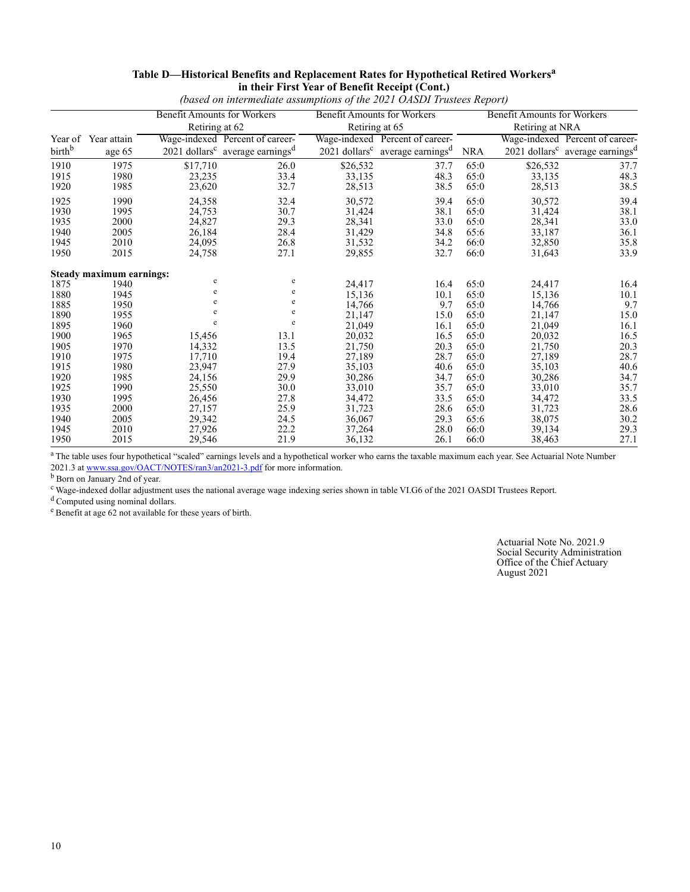**Table D—Historical Benefits and Replacement Rates for Hypothetical Retired Workers[a] in their First Year of Benefit Receipt (Cont.)**

*(based on intermediate assumptions of the 2021 OASDI Trustees Report)*

| | | Benefit Amounts for Workers Retiring at 62 | | Benefit Amounts for Workers Retiring at 65 | | | Benefit Amounts for Workers Retiring at NRA | |
|---|---|---|---|---|---|---|---|---|
| Year of birth[b] | Year attain age 65 | Wage-indexed 2021 dollars[c] | Percent of career-average earnings[d] | Wage-indexed 2021 dollars[c] | Percent of career-average earnings[d] | NRA | Wage-indexed 2021 dollars[c] | Percent of career-average earnings[d] |
| 1910 | 1975 | $17,710 | 26.0 | $26,532 | 37.7 | 65:0 | $26,532 | 37.7 |
| 1915 | 1980 | 23,235 | 33.4 | 33,135 | 48.3 | 65:0 | 33,135 | 48.3 |
| 1920 | 1985 | 23,620 | 32.7 | 28,513 | 38.5 | 65:0 | 28,513 | 38.5 |
| 1925 | 1990 | 24,358 | 32.4 | 30,572 | 39.4 | 65:0 | 30,572 | 39.4 |
| 1930 | 1995 | 24,753 | 30.7 | 31,424 | 38.1 | 65:0 | 31,424 | 38.1 |
| 1935 | 2000 | 24,827 | 29.3 | 28,341 | 33.0 | 65:0 | 28,341 | 33.0 |
| 1940 | 2005 | 26,184 | 28.4 | 31,429 | 34.8 | 65:6 | 33,187 | 36.1 |
| 1945 | 2010 | 24,095 | 26.8 | 31,532 | 34.2 | 66:0 | 32,850 | 35.8 |
| 1950 | 2015 | 24,758 | 27.1 | 29,855 | 32.7 | 66:0 | 31,643 | 33.9 |
| **Steady maximum earnings:** | | | | | | | | |
| 1875 | 1940 | e | e | 24,417 | 16.4 | 65:0 | 24,417 | 16.4 |
| 1880 | 1945 | e | e | 15,136 | 10.1 | 65:0 | 15,136 | 10.1 |
| 1885 | 1950 | e | e | 14,766 | 9.7 | 65:0 | 14,766 | 9.7 |
| 1890 | 1955 | e | e | 21,147 | 15.0 | 65:0 | 21,147 | 15.0 |
| 1895 | 1960 | e | e | 21,049 | 16.1 | 65:0 | 21,049 | 16.1 |
| 1900 | 1965 | 15,456 | 13.1 | 20,032 | 16.5 | 65:0 | 20,032 | 16.5 |
| 1905 | 1970 | 14,332 | 13.5 | 21,750 | 20.3 | 65:0 | 21,750 | 20.3 |
| 1910 | 1975 | 17,710 | 19.4 | 27,189 | 28.7 | 65:0 | 27,189 | 28.7 |
| 1915 | 1980 | 23,947 | 27.9 | 35,103 | 40.6 | 65:0 | 35,103 | 40.6 |
| 1920 | 1985 | 24,156 | 29.9 | 30,286 | 34.7 | 65:0 | 30,286 | 34.7 |
| 1925 | 1990 | 25,550 | 30.0 | 33,010 | 35.7 | 65:0 | 33,010 | 35.7 |
| 1930 | 1995 | 26,456 | 27.8 | 34,472 | 33.5 | 65:0 | 34,472 | 33.5 |
| 1935 | 2000 | 27,157 | 25.9 | 31,723 | 28.6 | 65:0 | 31,723 | 28.6 |
| 1940 | 2005 | 29,342 | 24.5 | 36,067 | 29.3 | 65:6 | 38,075 | 30.2 |
| 1945 | 2010 | 27,926 | 22.2 | 37,264 | 28.0 | 66:0 | 39,134 | 29.3 |
| 1950 | 2015 | 29,546 | 21.9 | 36,132 | 26.1 | 66:0 | 38,463 | 27.1 |

[a] The table uses four hypothetical "scaled" earnings levels and a hypothetical worker who earns the taxable maximum each year. See Actuarial Note Number 2021.3 at www.ssa.gov/OACT/NOTES/ran3/an2021-3.pdf for more information.

[b] Born on January 2nd of year.

[c] Wage-indexed dollar adjustment uses the national average wage indexing series shown in table VI.G6 of the 2021 OASDI Trustees Report.

[d] Computed using nominal dollars.

[e] Benefit at age 62 not available for these years of birth.

Actuarial Note No. 2021.9
Social Security Administration
Office of the Chief Actuary
August 2021